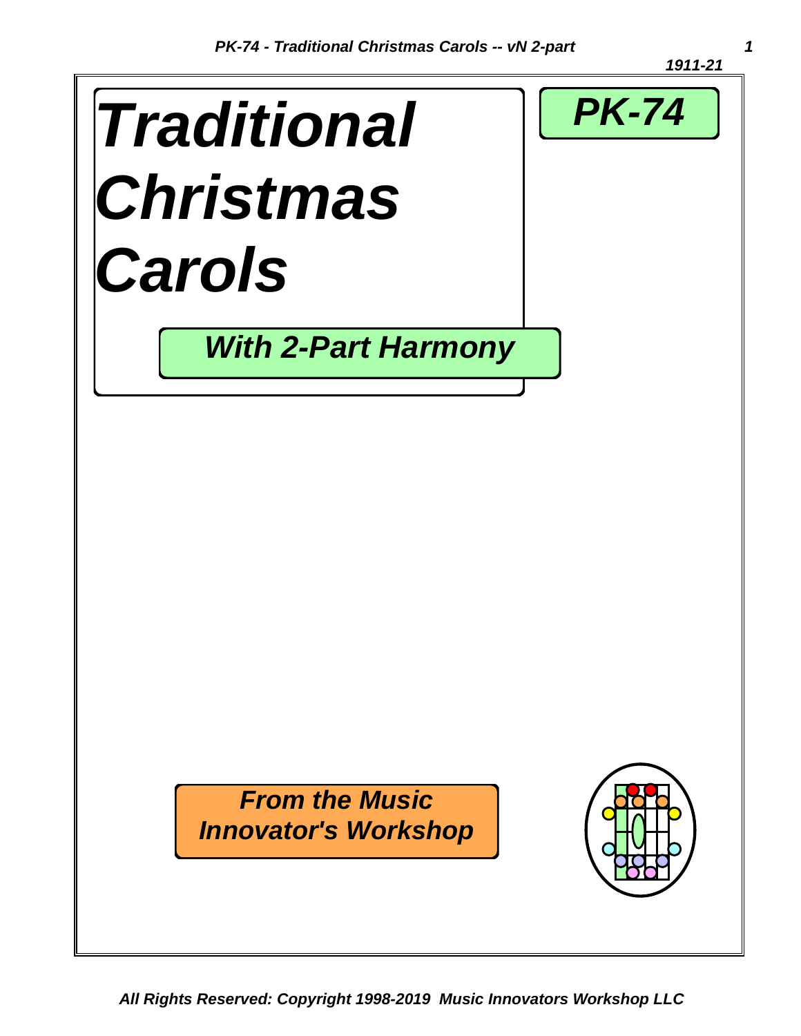1911-21

# Traditional Christmas Carols

**PK-74**

## *With 2-Part Harmony*

***From the Music Innovator's Workshop***

*All Rights Reserved: Copyright 1998-2019 Music Innovators Workshop LLC*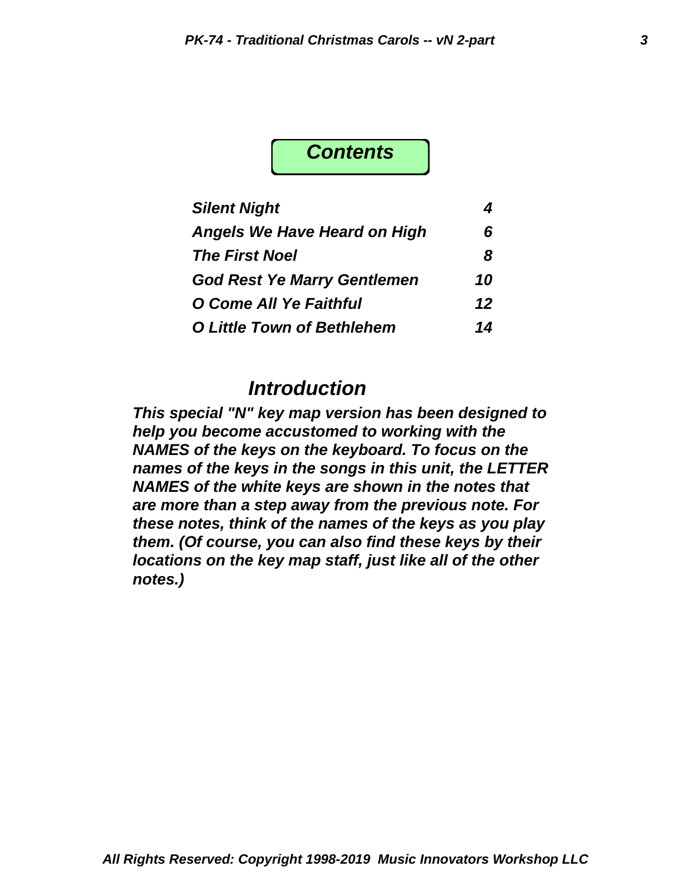# *Contents*

| | |
|---|---|
| ***Silent Night*** | ***4*** |
| ***Angels We Have Heard on High*** | ***6*** |
| ***The First Noel*** | ***8*** |
| ***God Rest Ye Marry Gentlemen*** | ***10*** |
| ***O Come All Ye Faithful*** | ***12*** |
| ***O Little Town of Bethlehem*** | ***14*** |

## *Introduction*

***This special "N" key map version has been designed to help you become accustomed to working with the NAMES of the keys on the keyboard. To focus on the names of the keys in the songs in this unit, the LETTER NAMES of the white keys are shown in the notes that are more than a step away from the previous note. For these notes, think of the names of the keys as you play them. (Of course, you can also find these keys by their locations on the key map staff, just like all of the other notes.)***

***All Rights Reserved: Copyright 1998-2019 Music Innovators Workshop LLC***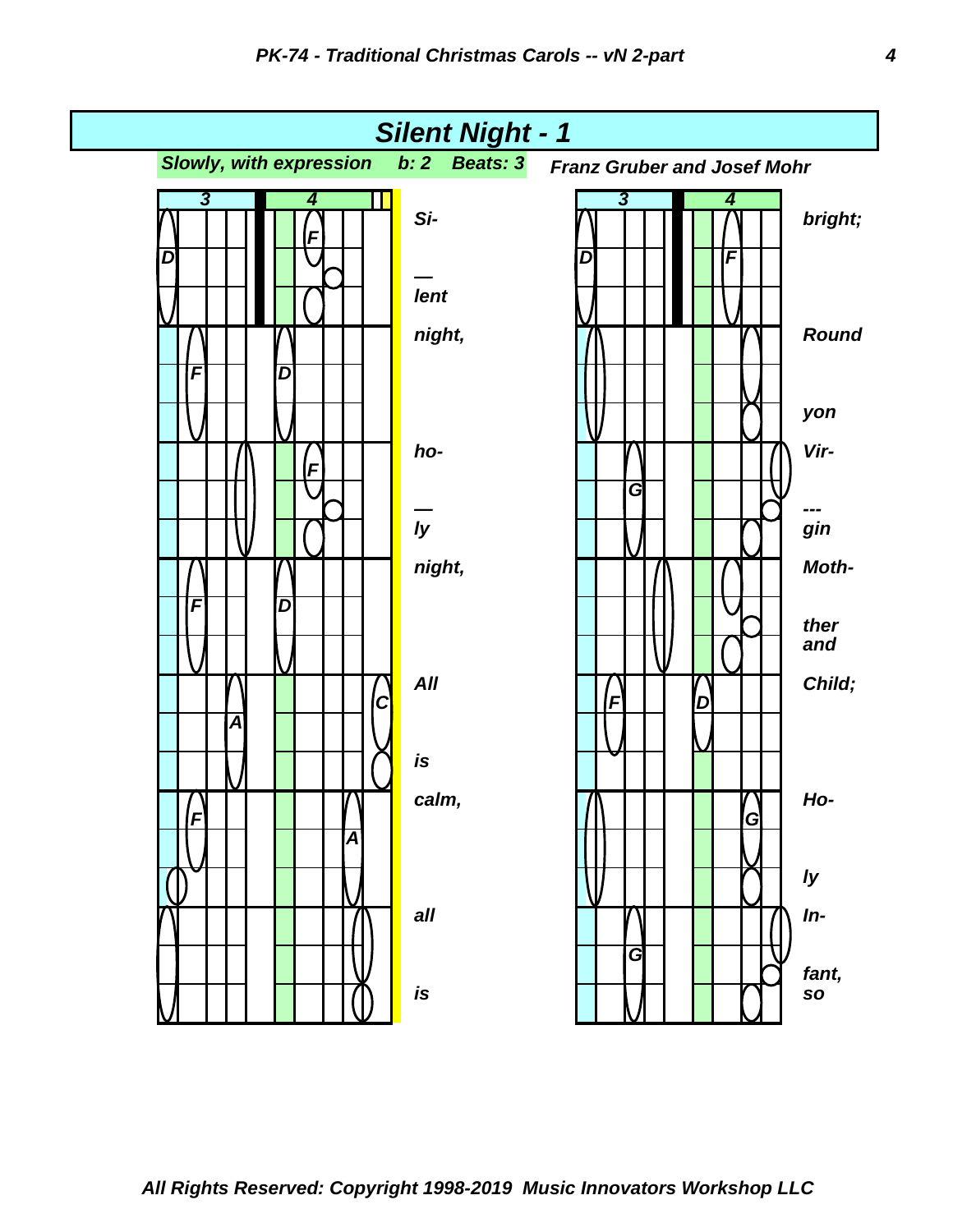# Silent Night - 1

*Slowly, with expression* **b: 2** **Beats: 3**

*Franz Gruber and Josef Mohr*

Si- — lent night, ho- — ly night, All is calm, all is

bright; Round yon Vir- --- gin Moth- ther and Child; Ho- ly In- fant, so

*All Rights Reserved: Copyright 1998-2019 Music Innovators Workshop LLC*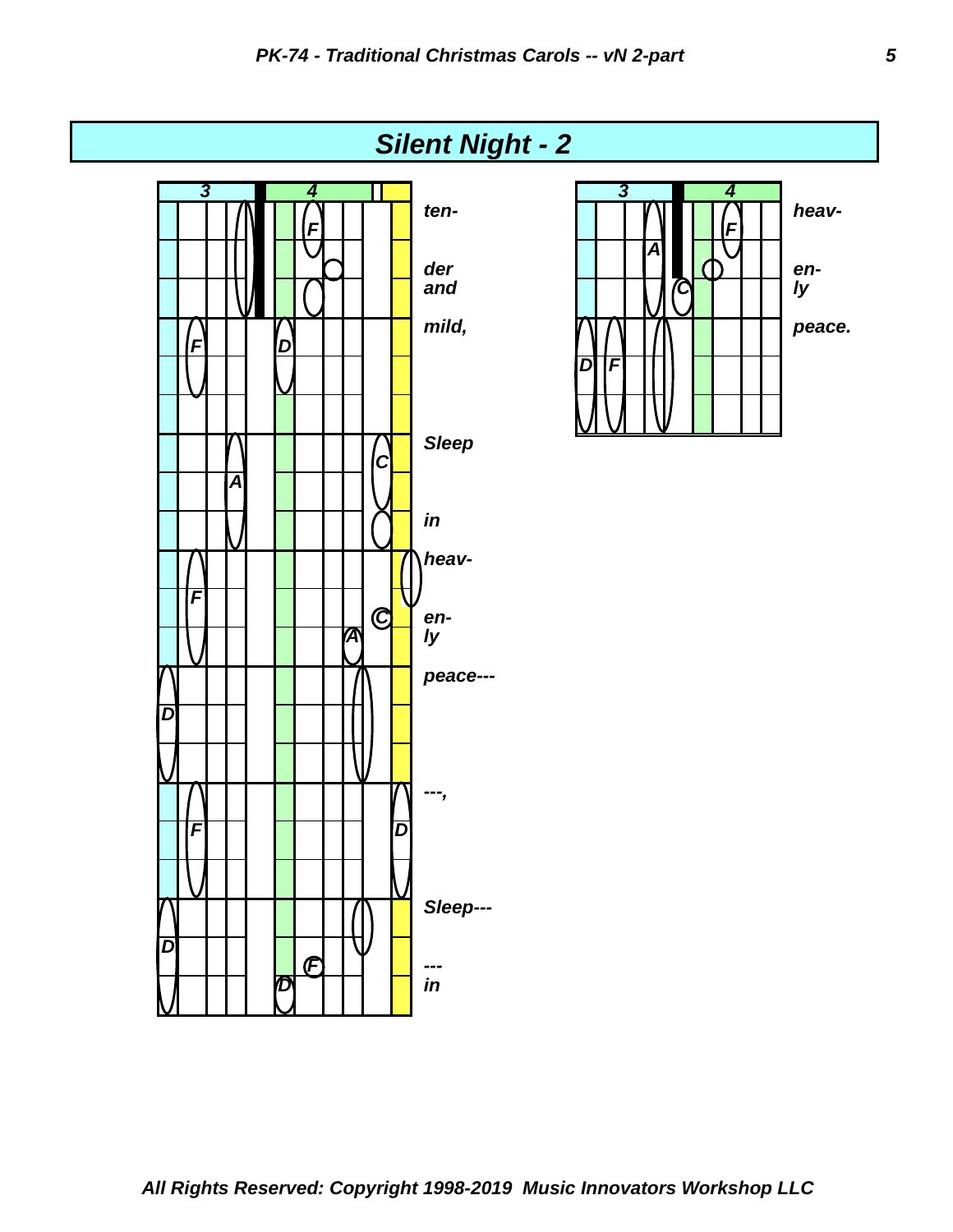## Silent Night - 2

| 3 | 4 | |
|---|---|---|
| | F | ten- |
| | | der and |
| F | D | mild, |
| A | C | Sleep |
| | | in |
| F | | heav- |
| | C A | en- ly |
| D | | peace--- |
| F | D | ---, |
| D | | Sleep--- |
| | F D | --- in |

| 3 | 4 | |
|---|---|---|
| A | F | heav- |
| | C | en- ly |
| D F | | peace. |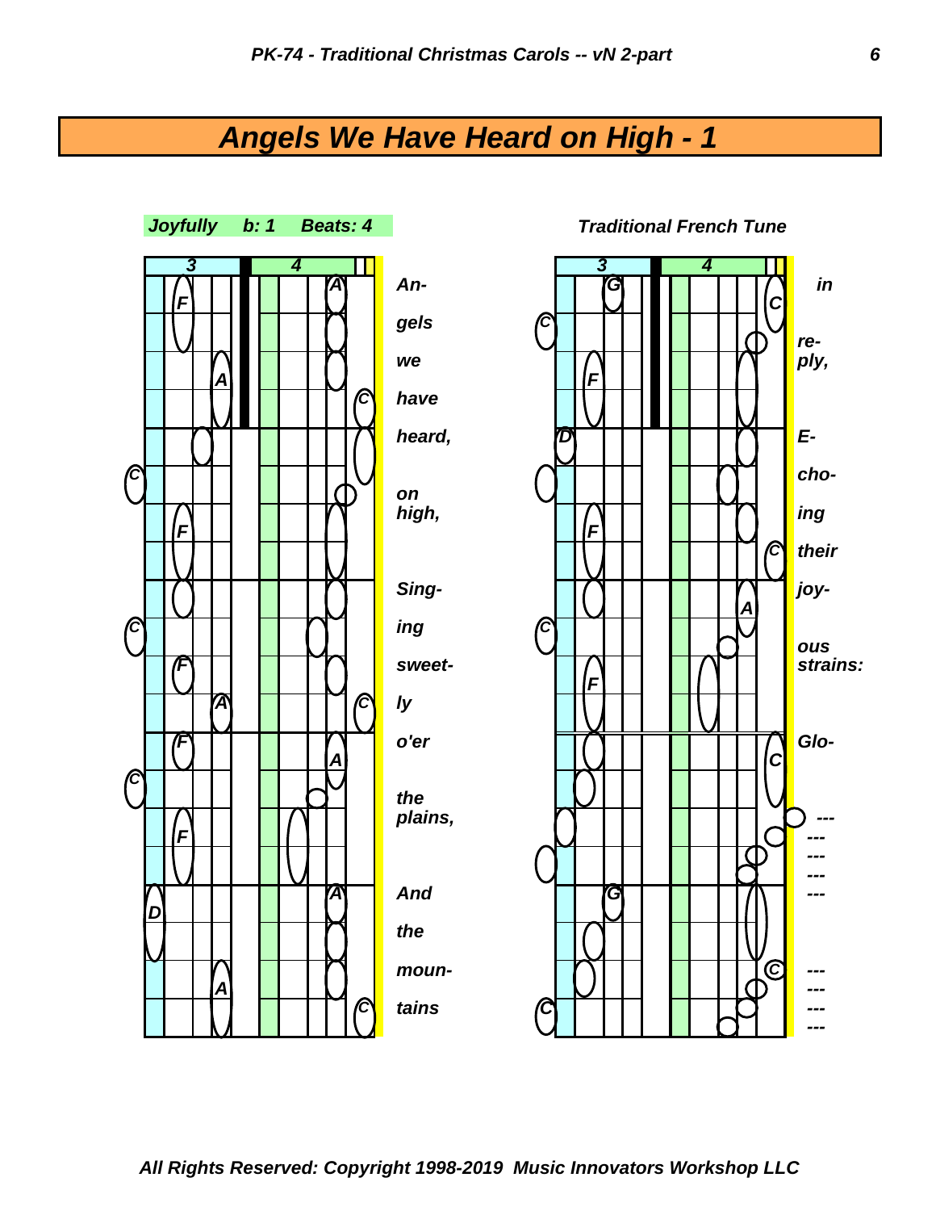# Angels We Have Heard on High - 1

**Joyfully   b: 1   Beats: 4**

**Traditional French Tune**

An-
gels
we
have
heard,
on
high,
Sing-
ing
sweet-
ly
o'er
the
plains,
And
the
moun-
tains

in
re-
ply,
E-
cho-
ing
their
joy-
ous
strains:
Glo-
---
---
---
---
---
---
---
---
---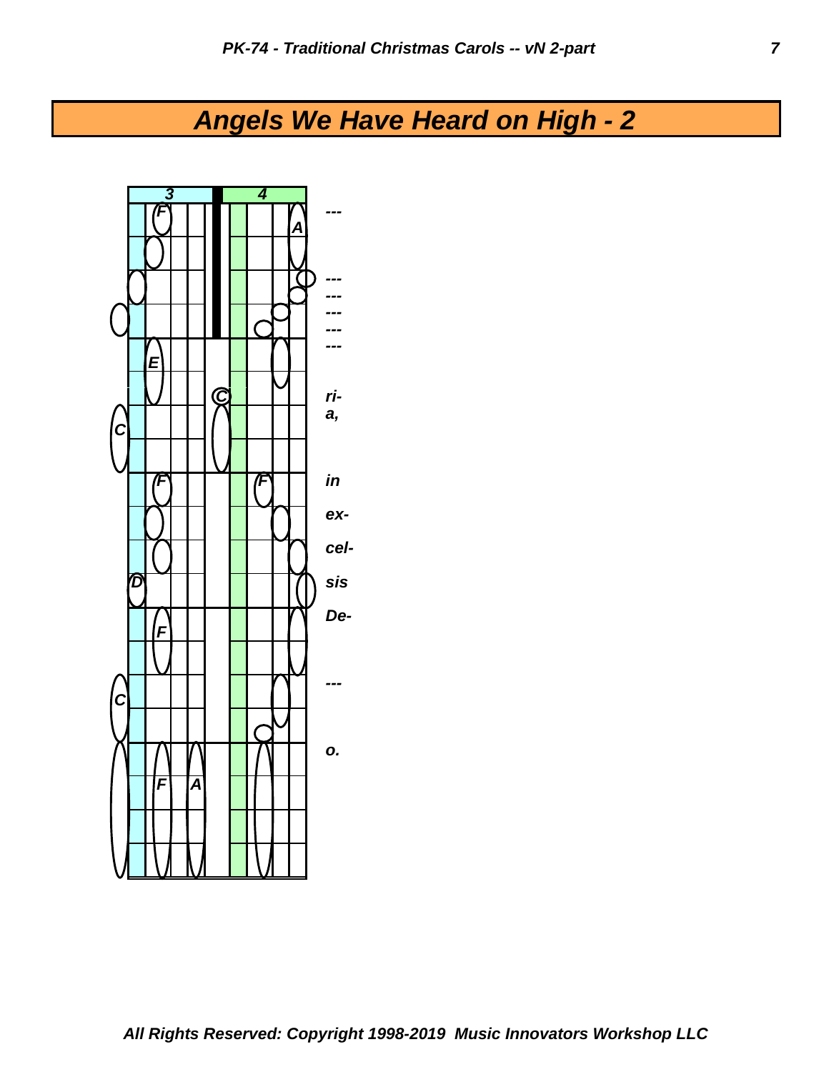# Angels We Have Heard on High - 2

3 4

F A E C C F F D F C F A

---

---
---
---
---
---

ri-
a,

in

ex-

cel-

sis

De-

---

o.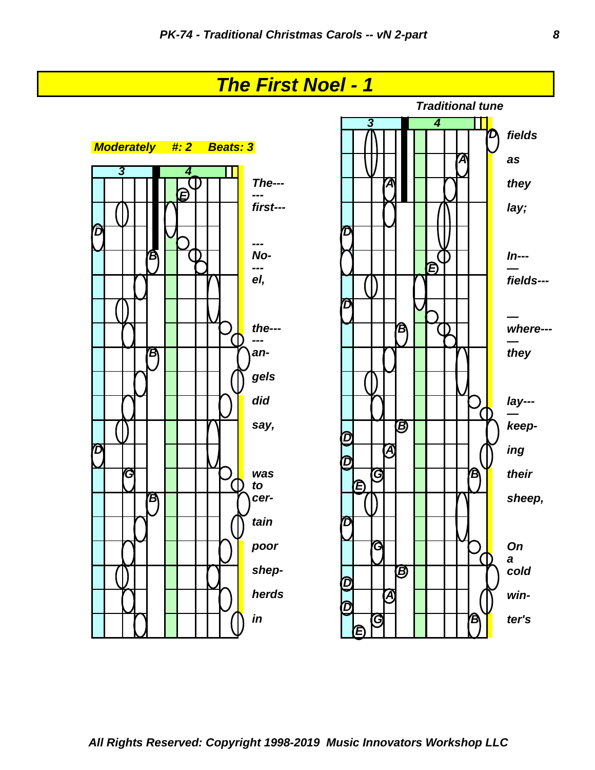# The First Noel - 1

*Traditional tune*

*Moderately* #: 2 Beats: 3

The--- first--- No- el, the--- an- gels did say, was to cer- tain poor shep- herds in

fields as they lay; In--- fields--- where--- they lay--- keep- ing their sheep, On a cold win- ter's

*All Rights Reserved: Copyright 1998-2019 Music Innovators Workshop LLC*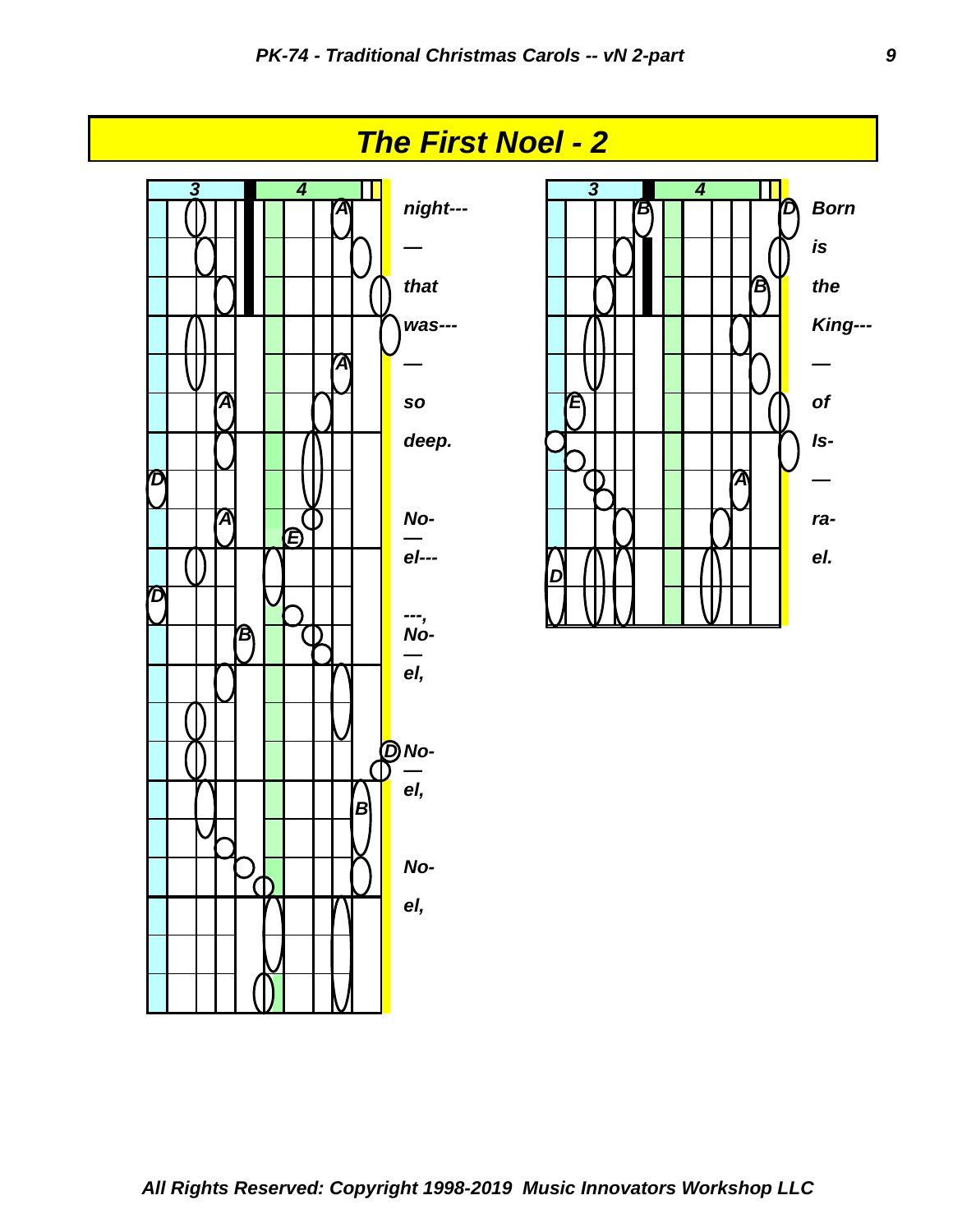# The First Noel - 2

3 4

night---
—
that
was---
—
so
deep.

No-
—
el---

---,
No-
—
el,

No-
—
el,

No-

el,

3 4

Born
is
the
King---
—
of
Is-
—
ra-
el.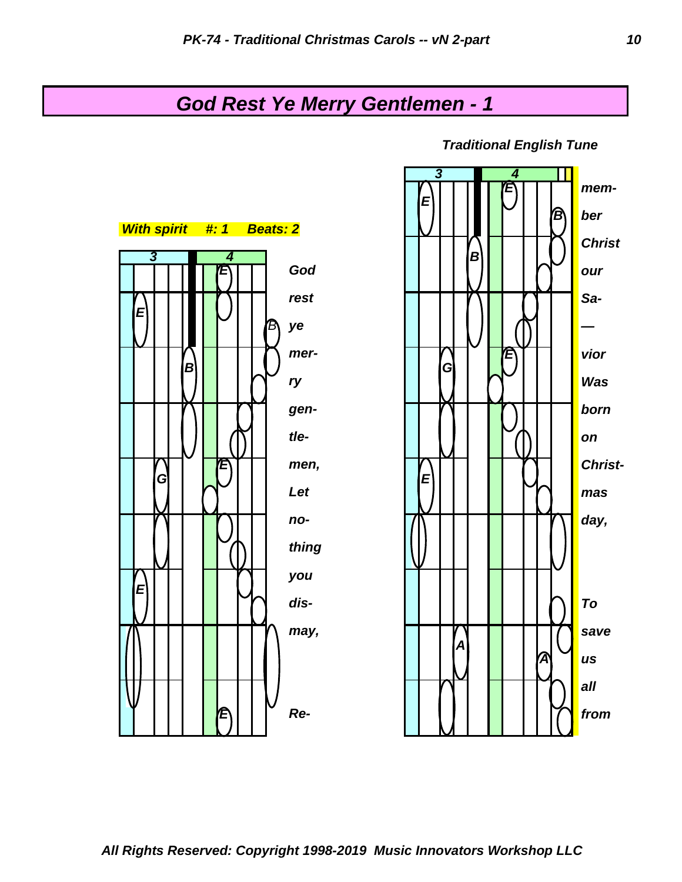# God Rest Ye Merry Gentlemen - 1

*Traditional English Tune*

*With spirit #: 1 Beats: 2*

God rest ye mer- ry gen- tle- men, Let no- thing you dis- may,

Re- mem- ber Christ our Sa- — vior Was born on Christ- mas day,

To save us all from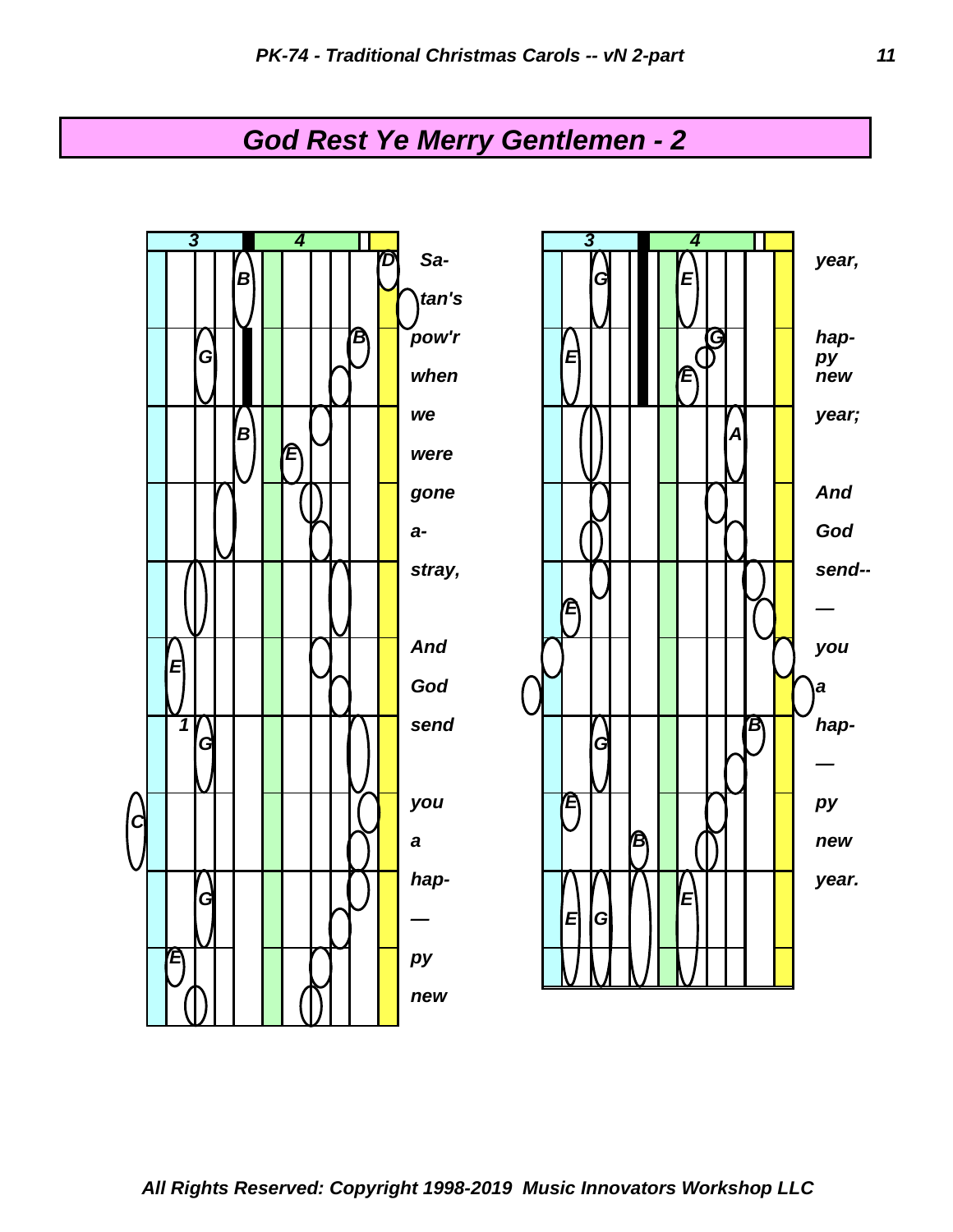# God Rest Ye Merry Gentlemen - 2

Sa- tan's pow'r when we were gone a- stray, And God send you a hap- — py new

year, hap- py new year; And God send-- — you a hap- — py new year.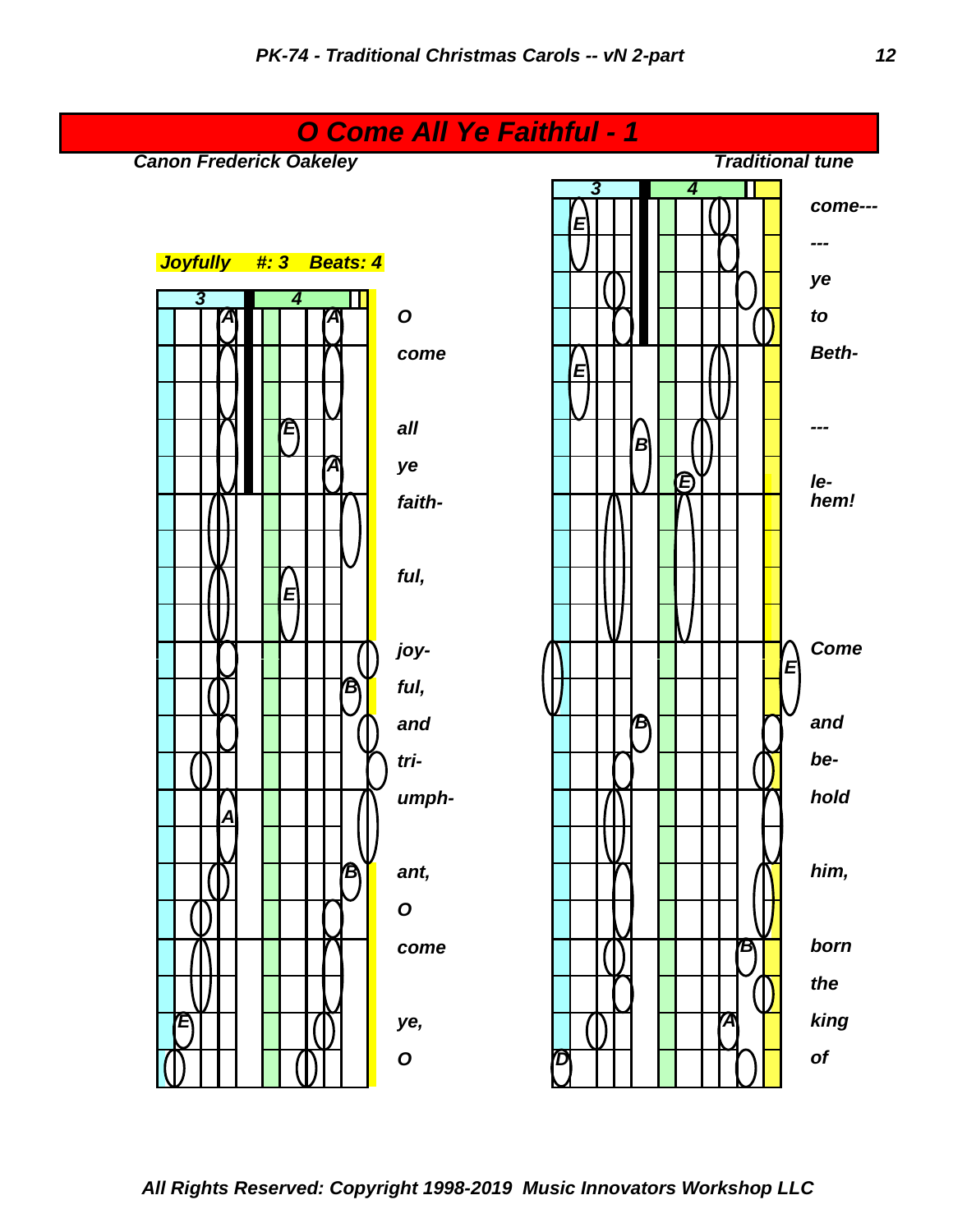# O Come All Ye Faithful - 1

*Canon Frederick Oakeley* | *Traditional tune*

*Joyfully #: 3 Beats: 4*

O come all ye faith- ful, joy- ful, and tri- umph- ant, O come ye, O

come--- --- ye to Beth- --- le- hem! Come and be- hold him, born the king of

*All Rights Reserved: Copyright 1998-2019 Music Innovators Workshop LLC*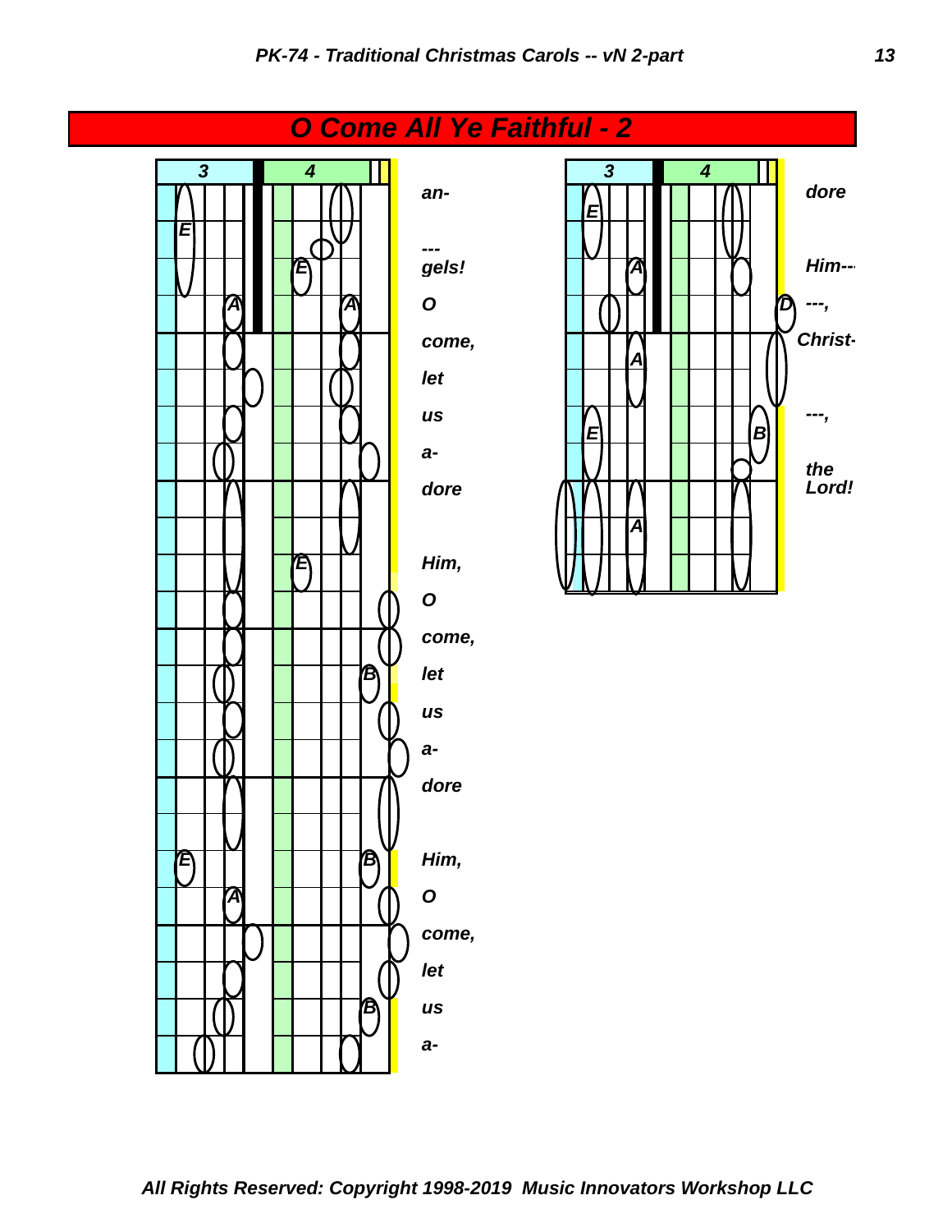# O Come All Ye Faithful - 2

an-
---
gels!
O
come,
let
us
a-
dore

Him,
O
come,
let
us
a-
dore

Him,
O
come,
let
us
a-

dore

Him---
---,
Christ-

---,
the
Lord!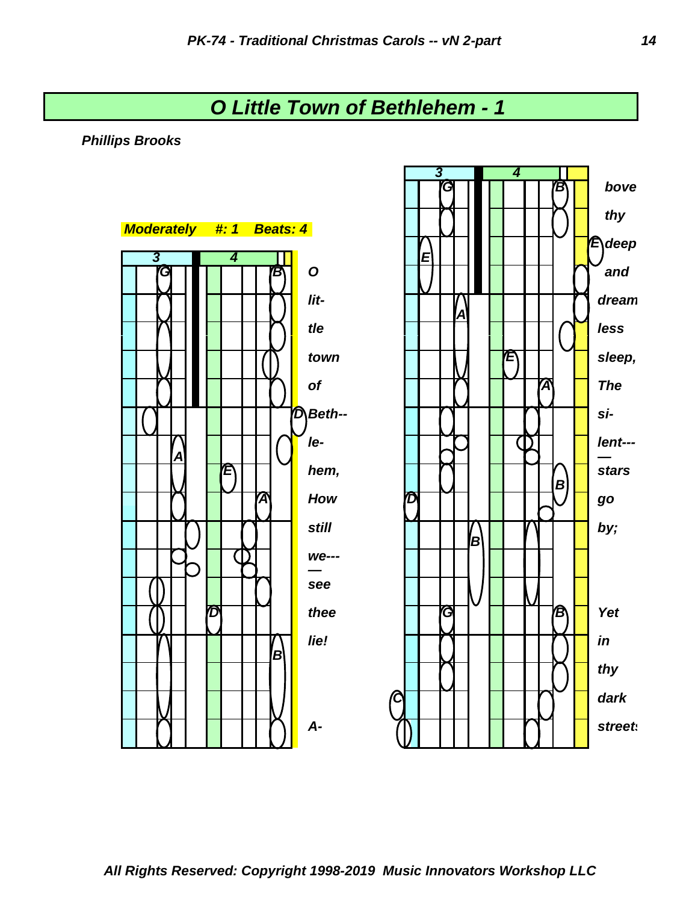# O Little Town of Bethlehem - 1

***Phillips Brooks***

***Moderately #: 1 Beats: 4***

O lit- tle town of Beth-- le- hem, How still we---— see thee lie! A-

bove thy deep and dream less sleep, The si- lent---— stars go by; Yet in thy dark streets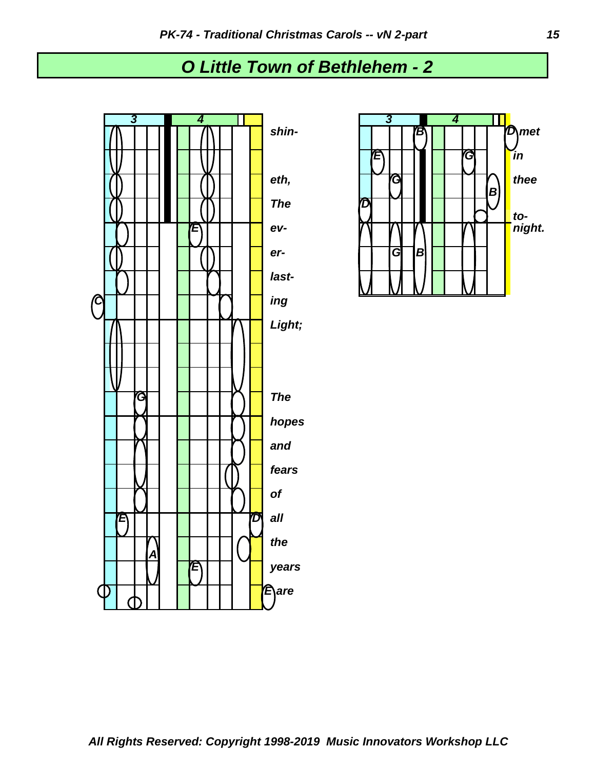# O Little Town of Bethlehem - 2

3 4

shin-

eth,

The

ev-

er-

last-

ing

Light;

The

hopes

and

fears

of

all

the

years

are

3 4

met

in

thee

to-
night.

All Rights Reserved: Copyright 1998-2019 Music Innovators Workshop LLC